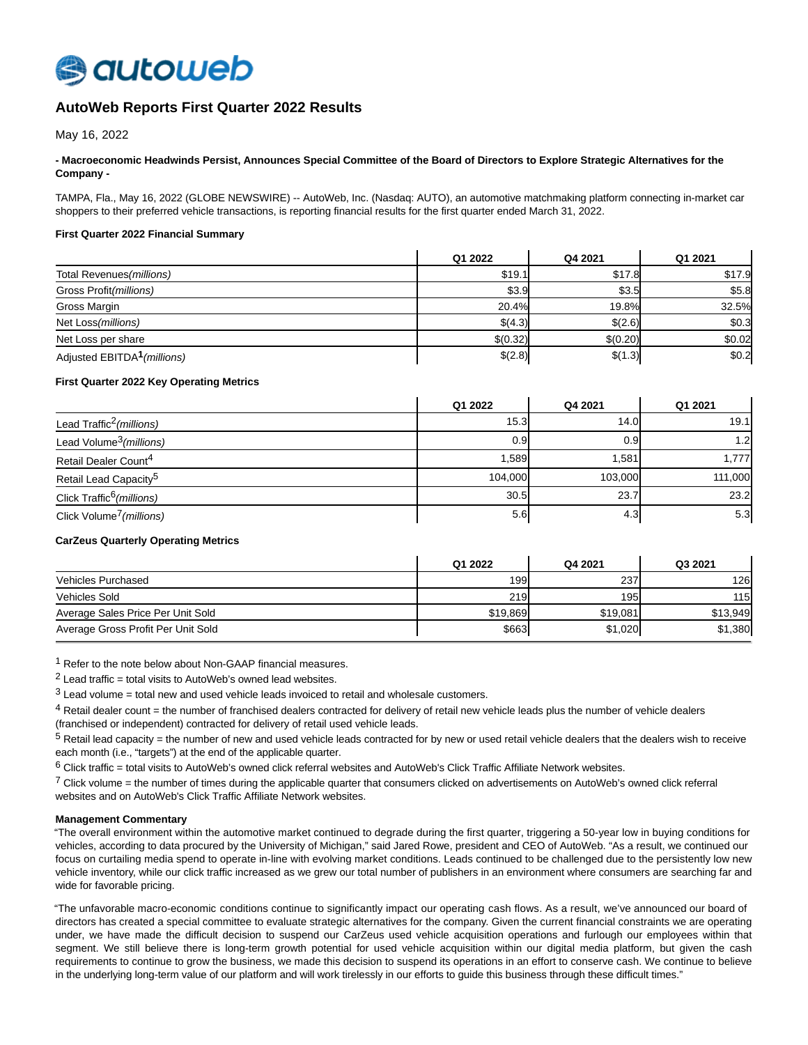# AutoWeb Reports First Quarter 2022 Results

May 16, 2022

**- Macroeconomic Headwinds Persist, Announces Special Committee of the Board of Directors to Explore Strategic Alternatives for the Company -**

TAMPA, Fla., May 16, 2022 (GLOBE NEWSWIRE) -- AutoWeb, Inc. (Nasdaq: AUTO), an automotive matchmaking platform connecting in-market car shoppers to their preferred vehicle transactions, is reporting financial results for the first quarter ended March 31, 2022.

**First Quarter 2022 Financial Summary**

| | Q1 2022 | Q4 2021 | Q1 2021 |
|---|---|---|---|
| Total Revenues *(millions)* | $19.1 | $17.8 | $17.9 |
| Gross Profit *(millions)* | $3.9 | $3.5 | $5.8 |
| Gross Margin | 20.4% | 19.8% | 32.5% |
| Net Loss *(millions)* | $(4.3) | $(2.6) | $0.3 |
| Net Loss per share | $(0.32) | $(0.20) | $0.02 |
| Adjusted EBITDA[1] *(millions)* | $(2.8) | $(1.3) | $0.2 |

**First Quarter 2022 Key Operating Metrics**

| | Q1 2022 | Q4 2021 | Q1 2021 |
|---|---|---|---|
| Lead Traffic[2] *(millions)* | 15.3 | 14.0 | 19.1 |
| Lead Volume[3] *(millions)* | 0.9 | 0.9 | 1.2 |
| Retail Dealer Count[4] | 1,589 | 1,581 | 1,777 |
| Retail Lead Capacity[5] | 104,000 | 103,000 | 111,000 |
| Click Traffic[6] *(millions)* | 30.5 | 23.7 | 23.2 |
| Click Volume[7] *(millions)* | 5.6 | 4.3 | 5.3 |

**CarZeus Quarterly Operating Metrics**

| | Q1 2022 | Q4 2021 | Q3 2021 |
|---|---|---|---|
| Vehicles Purchased | 199 | 237 | 126 |
| Vehicles Sold | 219 | 195 | 115 |
| Average Sales Price Per Unit Sold | $19,869 | $19,081 | $13,949 |
| Average Gross Profit Per Unit Sold | $663 | $1,020 | $1,380 |

[1] Refer to the note below about Non-GAAP financial measures.

[2] Lead traffic = total visits to AutoWeb's owned lead websites.

[3] Lead volume = total new and used vehicle leads invoiced to retail and wholesale customers.

[4] Retail dealer count = the number of franchised dealers contracted for delivery of retail new vehicle leads plus the number of vehicle dealers (franchised or independent) contracted for delivery of retail used vehicle leads.

[5] Retail lead capacity = the number of new and used vehicle leads contracted for by new or used retail vehicle dealers that the dealers wish to receive each month (i.e., "targets") at the end of the applicable quarter.

[6] Click traffic = total visits to AutoWeb's owned click referral websites and AutoWeb's Click Traffic Affiliate Network websites.

[7] Click volume = the number of times during the applicable quarter that consumers clicked on advertisements on AutoWeb's owned click referral websites and on AutoWeb's Click Traffic Affiliate Network websites.

**Management Commentary**

"The overall environment within the automotive market continued to degrade during the first quarter, triggering a 50-year low in buying conditions for vehicles, according to data procured by the University of Michigan," said Jared Rowe, president and CEO of AutoWeb. "As a result, we continued our focus on curtailing media spend to operate in-line with evolving market conditions. Leads continued to be challenged due to the persistently low new vehicle inventory, while our click traffic increased as we grew our total number of publishers in an environment where consumers are searching far and wide for favorable pricing.

"The unfavorable macro-economic conditions continue to significantly impact our operating cash flows. As a result, we've announced our board of directors has created a special committee to evaluate strategic alternatives for the company. Given the current financial constraints we are operating under, we have made the difficult decision to suspend our CarZeus used vehicle acquisition operations and furlough our employees within that segment. We still believe there is long-term growth potential for used vehicle acquisition within our digital media platform, but given the cash requirements to continue to grow the business, we made this decision to suspend its operations in an effort to conserve cash. We continue to believe in the underlying long-term value of our platform and will work tirelessly in our efforts to guide this business through these difficult times."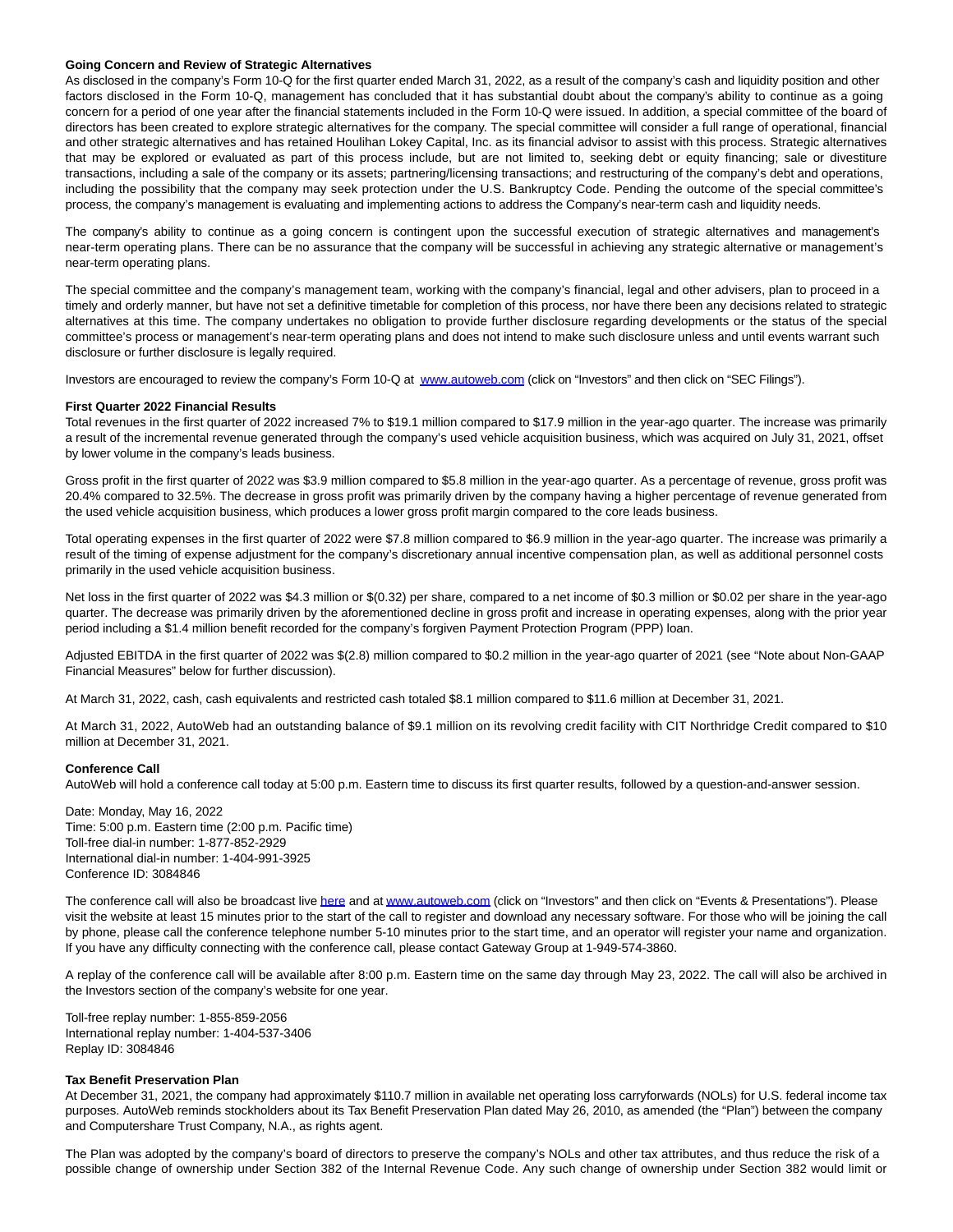**Going Concern and Review of Strategic Alternatives**

As disclosed in the company's Form 10-Q for the first quarter ended March 31, 2022, as a result of the company's cash and liquidity position and other factors disclosed in the Form 10-Q, management has concluded that it has substantial doubt about the company's ability to continue as a going concern for a period of one year after the financial statements included in the Form 10-Q were issued. In addition, a special committee of the board of directors has been created to explore strategic alternatives for the company. The special committee will consider a full range of operational, financial and other strategic alternatives and has retained Houlihan Lokey Capital, Inc. as its financial advisor to assist with this process. Strategic alternatives that may be explored or evaluated as part of this process include, but are not limited to, seeking debt or equity financing; sale or divestiture transactions, including a sale of the company or its assets; partnering/licensing transactions; and restructuring of the company's debt and operations, including the possibility that the company may seek protection under the U.S. Bankruptcy Code. Pending the outcome of the special committee's process, the company's management is evaluating and implementing actions to address the Company's near-term cash and liquidity needs.

The company's ability to continue as a going concern is contingent upon the successful execution of strategic alternatives and management's near-term operating plans. There can be no assurance that the company will be successful in achieving any strategic alternative or management's near-term operating plans.

The special committee and the company's management team, working with the company's financial, legal and other advisers, plan to proceed in a timely and orderly manner, but have not set a definitive timetable for completion of this process, nor have there been any decisions related to strategic alternatives at this time. The company undertakes no obligation to provide further disclosure regarding developments or the status of the special committee's process or management's near-term operating plans and does not intend to make such disclosure unless and until events warrant such disclosure or further disclosure is legally required.

Investors are encouraged to review the company's Form 10-Q at www.autoweb.com (click on "Investors" and then click on "SEC Filings").

**First Quarter 2022 Financial Results**

Total revenues in the first quarter of 2022 increased 7% to $19.1 million compared to $17.9 million in the year-ago quarter. The increase was primarily a result of the incremental revenue generated through the company's used vehicle acquisition business, which was acquired on July 31, 2021, offset by lower volume in the company's leads business.

Gross profit in the first quarter of 2022 was $3.9 million compared to $5.8 million in the year-ago quarter. As a percentage of revenue, gross profit was 20.4% compared to 32.5%. The decrease in gross profit was primarily driven by the company having a higher percentage of revenue generated from the used vehicle acquisition business, which produces a lower gross profit margin compared to the core leads business.

Total operating expenses in the first quarter of 2022 were $7.8 million compared to $6.9 million in the year-ago quarter. The increase was primarily a result of the timing of expense adjustment for the company's discretionary annual incentive compensation plan, as well as additional personnel costs primarily in the used vehicle acquisition business.

Net loss in the first quarter of 2022 was $4.3 million or $(0.32) per share, compared to a net income of $0.3 million or $0.02 per share in the year-ago quarter. The decrease was primarily driven by the aforementioned decline in gross profit and increase in operating expenses, along with the prior year period including a $1.4 million benefit recorded for the company's forgiven Payment Protection Program (PPP) loan.

Adjusted EBITDA in the first quarter of 2022 was $(2.8) million compared to $0.2 million in the year-ago quarter of 2021 (see "Note about Non-GAAP Financial Measures" below for further discussion).

At March 31, 2022, cash, cash equivalents and restricted cash totaled $8.1 million compared to $11.6 million at December 31, 2021.

At March 31, 2022, AutoWeb had an outstanding balance of $9.1 million on its revolving credit facility with CIT Northridge Credit compared to $10 million at December 31, 2021.

**Conference Call**

AutoWeb will hold a conference call today at 5:00 p.m. Eastern time to discuss its first quarter results, followed by a question-and-answer session.

Date: Monday, May 16, 2022
Time: 5:00 p.m. Eastern time (2:00 p.m. Pacific time)
Toll-free dial-in number: 1-877-852-2929
International dial-in number: 1-404-991-3925
Conference ID: 3084846

The conference call will also be broadcast live here and at www.autoweb.com (click on "Investors" and then click on "Events & Presentations"). Please visit the website at least 15 minutes prior to the start of the call to register and download any necessary software. For those who will be joining the call by phone, please call the conference telephone number 5-10 minutes prior to the start time, and an operator will register your name and organization. If you have any difficulty connecting with the conference call, please contact Gateway Group at 1-949-574-3860.

A replay of the conference call will be available after 8:00 p.m. Eastern time on the same day through May 23, 2022. The call will also be archived in the Investors section of the company's website for one year.

Toll-free replay number: 1-855-859-2056
International replay number: 1-404-537-3406
Replay ID: 3084846

**Tax Benefit Preservation Plan**

At December 31, 2021, the company had approximately $110.7 million in available net operating loss carryforwards (NOLs) for U.S. federal income tax purposes. AutoWeb reminds stockholders about its Tax Benefit Preservation Plan dated May 26, 2010, as amended (the "Plan") between the company and Computershare Trust Company, N.A., as rights agent.

The Plan was adopted by the company's board of directors to preserve the company's NOLs and other tax attributes, and thus reduce the risk of a possible change of ownership under Section 382 of the Internal Revenue Code. Any such change of ownership under Section 382 would limit or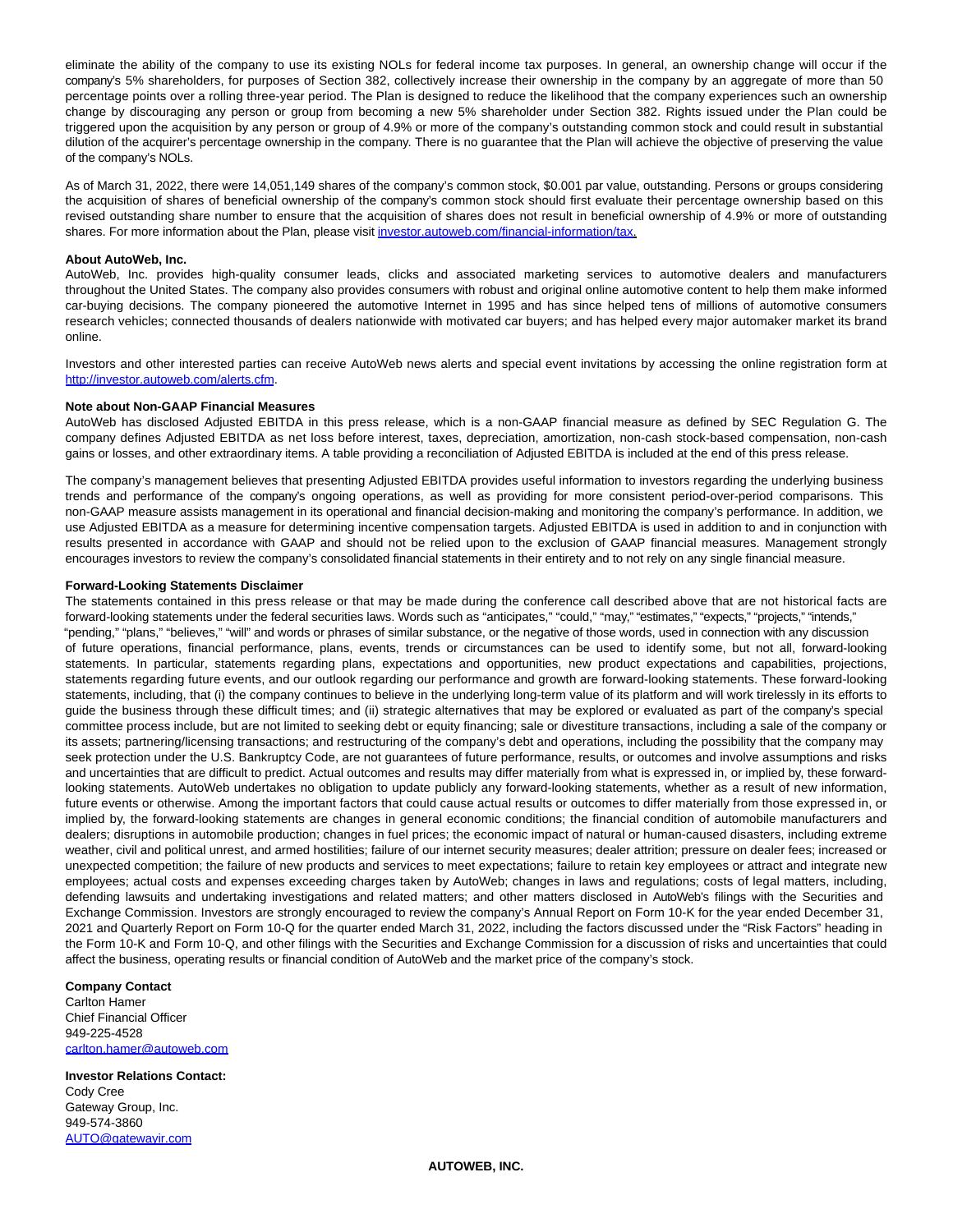eliminate the ability of the company to use its existing NOLs for federal income tax purposes. In general, an ownership change will occur if the company's 5% shareholders, for purposes of Section 382, collectively increase their ownership in the company by an aggregate of more than 50 percentage points over a rolling three-year period. The Plan is designed to reduce the likelihood that the company experiences such an ownership change by discouraging any person or group from becoming a new 5% shareholder under Section 382. Rights issued under the Plan could be triggered upon the acquisition by any person or group of 4.9% or more of the company's outstanding common stock and could result in substantial dilution of the acquirer's percentage ownership in the company. There is no guarantee that the Plan will achieve the objective of preserving the value of the company's NOLs.

As of March 31, 2022, there were 14,051,149 shares of the company's common stock, $0.001 par value, outstanding. Persons or groups considering the acquisition of shares of beneficial ownership of the company's common stock should first evaluate their percentage ownership based on this revised outstanding share number to ensure that the acquisition of shares does not result in beneficial ownership of 4.9% or more of outstanding shares. For more information about the Plan, please visit investor.autoweb.com/financial-information/tax.

**About AutoWeb, Inc.**

AutoWeb, Inc. provides high-quality consumer leads, clicks and associated marketing services to automotive dealers and manufacturers throughout the United States. The company also provides consumers with robust and original online automotive content to help them make informed car-buying decisions. The company pioneered the automotive Internet in 1995 and has since helped tens of millions of automotive consumers research vehicles; connected thousands of dealers nationwide with motivated car buyers; and has helped every major automaker market its brand online.

Investors and other interested parties can receive AutoWeb news alerts and special event invitations by accessing the online registration form at http://investor.autoweb.com/alerts.cfm.

**Note about Non-GAAP Financial Measures**

AutoWeb has disclosed Adjusted EBITDA in this press release, which is a non-GAAP financial measure as defined by SEC Regulation G. The company defines Adjusted EBITDA as net loss before interest, taxes, depreciation, amortization, non-cash stock-based compensation, non-cash gains or losses, and other extraordinary items. A table providing a reconciliation of Adjusted EBITDA is included at the end of this press release.

The company's management believes that presenting Adjusted EBITDA provides useful information to investors regarding the underlying business trends and performance of the company's ongoing operations, as well as providing for more consistent period-over-period comparisons. This non-GAAP measure assists management in its operational and financial decision-making and monitoring the company's performance. In addition, we use Adjusted EBITDA as a measure for determining incentive compensation targets. Adjusted EBITDA is used in addition to and in conjunction with results presented in accordance with GAAP and should not be relied upon to the exclusion of GAAP financial measures. Management strongly encourages investors to review the company's consolidated financial statements in their entirety and to not rely on any single financial measure.

**Forward-Looking Statements Disclaimer**

The statements contained in this press release or that may be made during the conference call described above that are not historical facts are forward-looking statements under the federal securities laws. Words such as "anticipates," "could," "may," "estimates," "expects," "projects," "intends," "pending," "plans," "believes," "will" and words or phrases of similar substance, or the negative of those words, used in connection with any discussion of future operations, financial performance, plans, events, trends or circumstances can be used to identify some, but not all, forward-looking statements. In particular, statements regarding plans, expectations and opportunities, new product expectations and capabilities, projections, statements regarding future events, and our outlook regarding our performance and growth are forward-looking statements. These forward-looking statements, including, that (i) the company continues to believe in the underlying long-term value of its platform and will work tirelessly in its efforts to guide the business through these difficult times; and (ii) strategic alternatives that may be explored or evaluated as part of the company's special committee process include, but are not limited to seeking debt or equity financing; sale or divestiture transactions, including a sale of the company or its assets; partnering/licensing transactions; and restructuring of the company's debt and operations, including the possibility that the company may seek protection under the U.S. Bankruptcy Code, are not guarantees of future performance, results, or outcomes and involve assumptions and risks and uncertainties that are difficult to predict. Actual outcomes and results may differ materially from what is expressed in, or implied by, these forward-looking statements. AutoWeb undertakes no obligation to update publicly any forward-looking statements, whether as a result of new information, future events or otherwise. Among the important factors that could cause actual results or outcomes to differ materially from those expressed in, or implied by, the forward-looking statements are changes in general economic conditions; the financial condition of automobile manufacturers and dealers; disruptions in automobile production; changes in fuel prices; the economic impact of natural or human-caused disasters, including extreme weather, civil and political unrest, and armed hostilities; failure of our internet security measures; dealer attrition; pressure on dealer fees; increased or unexpected competition; the failure of new products and services to meet expectations; failure to retain key employees or attract and integrate new employees; actual costs and expenses exceeding charges taken by AutoWeb; changes in laws and regulations; costs of legal matters, including, defending lawsuits and undertaking investigations and related matters; and other matters disclosed in AutoWeb's filings with the Securities and Exchange Commission. Investors are strongly encouraged to review the company's Annual Report on Form 10-K for the year ended December 31, 2021 and Quarterly Report on Form 10-Q for the quarter ended March 31, 2022, including the factors discussed under the "Risk Factors" heading in the Form 10-K and Form 10-Q, and other filings with the Securities and Exchange Commission for a discussion of risks and uncertainties that could affect the business, operating results or financial condition of AutoWeb and the market price of the company's stock.

**Company Contact**

Carlton Hamer
Chief Financial Officer
949-225-4528
carlton.hamer@autoweb.com

**Investor Relations Contact:**

Cody Cree
Gateway Group, Inc.
949-574-3860
AUTO@gatewayir.com

**AUTOWEB, INC.**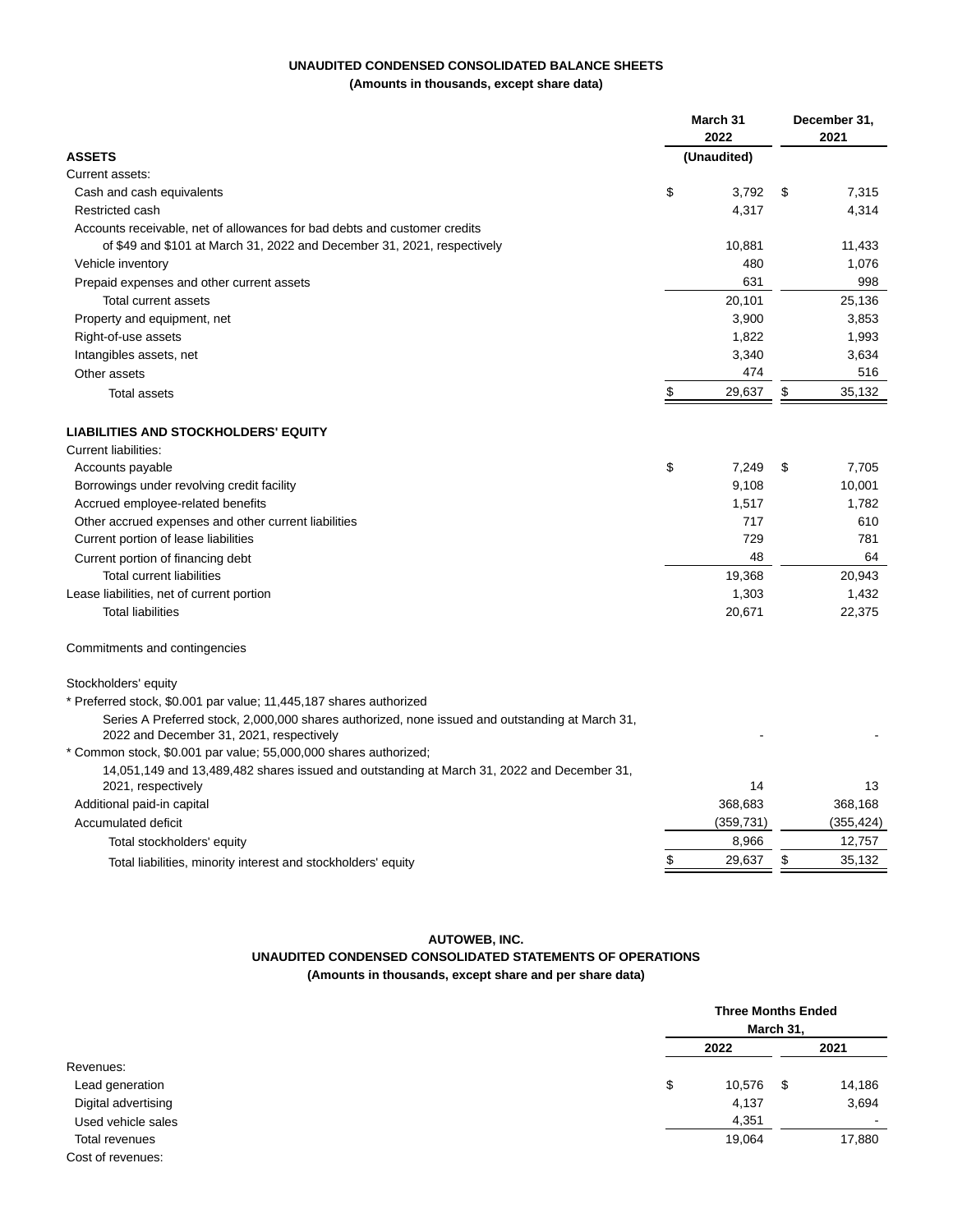**UNAUDITED CONDENSED CONSOLIDATED BALANCE SHEETS**

**(Amounts in thousands, except share data)**

| | March 31 2022 | December 31, 2021 |
|---|---|---|
| **ASSETS** | **(Unaudited)** | |
| Current assets: | | |
| Cash and cash equivalents | $ 3,792 | $ 7,315 |
| Restricted cash | 4,317 | 4,314 |
| Accounts receivable, net of allowances for bad debts and customer credits of $49 and $101 at March 31, 2022 and December 31, 2021, respectively | 10,881 | 11,433 |
| Vehicle inventory | 480 | 1,076 |
| Prepaid expenses and other current assets | 631 | 998 |
| Total current assets | 20,101 | 25,136 |
| Property and equipment, net | 3,900 | 3,853 |
| Right-of-use assets | 1,822 | 1,993 |
| Intangibles assets, net | 3,340 | 3,634 |
| Other assets | 474 | 516 |
| Total assets | $ 29,637 | $ 35,132 |
| | | |
| **LIABILITIES AND STOCKHOLDERS' EQUITY** | | |
| Current liabilities: | | |
| Accounts payable | $ 7,249 | $ 7,705 |
| Borrowings under revolving credit facility | 9,108 | 10,001 |
| Accrued employee-related benefits | 1,517 | 1,782 |
| Other accrued expenses and other current liabilities | 717 | 610 |
| Current portion of lease liabilities | 729 | 781 |
| Current portion of financing debt | 48 | 64 |
| Total current liabilities | 19,368 | 20,943 |
| Lease liabilities, net of current portion | 1,303 | 1,432 |
| Total liabilities | 20,671 | 22,375 |
| | | |
| Commitments and contingencies | | |
| | | |
| Stockholders' equity | | |
| * Preferred stock, $0.001 par value; 11,445,187 shares authorized | | |
| Series A Preferred stock, 2,000,000 shares authorized, none issued and outstanding at March 31, 2022 and December 31, 2021, respectively | - | - |
| * Common stock, $0.001 par value; 55,000,000 shares authorized; | | |
| 14,051,149 and 13,489,482 shares issued and outstanding at March 31, 2022 and December 31, 2021, respectively | 14 | 13 |
| Additional paid-in capital | 368,683 | 368,168 |
| Accumulated deficit | (359,731) | (355,424) |
| Total stockholders' equity | 8,966 | 12,757 |
| Total liabilities, minority interest and stockholders' equity | $ 29,637 | $ 35,132 |

**AUTOWEB, INC.**

**UNAUDITED CONDENSED CONSOLIDATED STATEMENTS OF OPERATIONS**

**(Amounts in thousands, except share and per share data)**

| | Three Months Ended March 31, | |
|---|---|---|
| | 2022 | 2021 |
| Revenues: | | |
| Lead generation | $ 10,576 | $ 14,186 |
| Digital advertising | 4,137 | 3,694 |
| Used vehicle sales | 4,351 | - |
| Total revenues | 19,064 | 17,880 |
| Cost of revenues: | | |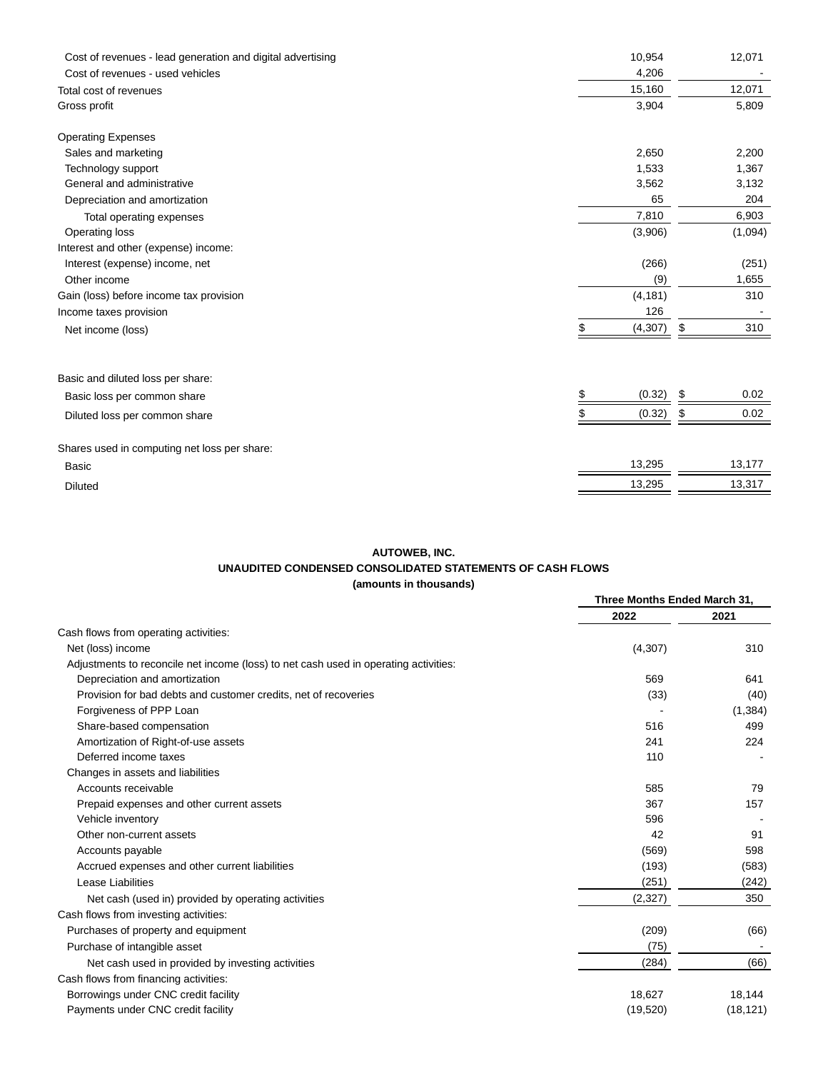| | | |
|---|---|---|
| Cost of revenues - lead generation and digital advertising | 10,954 | 12,071 |
| Cost of revenues - used vehicles | 4,206 | - |
| Total cost of revenues | 15,160 | 12,071 |
| Gross profit | 3,904 | 5,809 |
| Operating Expenses | | |
| Sales and marketing | 2,650 | 2,200 |
| Technology support | 1,533 | 1,367 |
| General and administrative | 3,562 | 3,132 |
| Depreciation and amortization | 65 | 204 |
| Total operating expenses | 7,810 | 6,903 |
| Operating loss | (3,906) | (1,094) |
| Interest and other (expense) income: | | |
| Interest (expense) income, net | (266) | (251) |
| Other income | (9) | 1,655 |
| Gain (loss) before income tax provision | (4,181) | 310 |
| Income taxes provision | 126 | - |
| Net income (loss) | $ (4,307) | $ 310 |
| Basic and diluted loss per share: | | |
| Basic loss per common share | $ (0.32) | $ 0.02 |
| Diluted loss per common share | $ (0.32) | $ 0.02 |
| Shares used in computing net loss per share: | | |
| Basic | 13,295 | 13,177 |
| Diluted | 13,295 | 13,317 |

**AUTOWEB, INC.**
**UNAUDITED CONDENSED CONSOLIDATED STATEMENTS OF CASH FLOWS**
**(amounts in thousands)**

| | Three Months Ended March 31, | |
|---|---|---|
| | 2022 | 2021 |
| Cash flows from operating activities: | | |
| Net (loss) income | (4,307) | 310 |
| Adjustments to reconcile net income (loss) to net cash used in operating activities: | | |
| Depreciation and amortization | 569 | 641 |
| Provision for bad debts and customer credits, net of recoveries | (33) | (40) |
| Forgiveness of PPP Loan | - | (1,384) |
| Share-based compensation | 516 | 499 |
| Amortization of Right-of-use assets | 241 | 224 |
| Deferred income taxes | 110 | - |
| Changes in assets and liabilities | | |
| Accounts receivable | 585 | 79 |
| Prepaid expenses and other current assets | 367 | 157 |
| Vehicle inventory | 596 | - |
| Other non-current assets | 42 | 91 |
| Accounts payable | (569) | 598 |
| Accrued expenses and other current liabilities | (193) | (583) |
| Lease Liabilities | (251) | (242) |
| Net cash (used in) provided by operating activities | (2,327) | 350 |
| Cash flows from investing activities: | | |
| Purchases of property and equipment | (209) | (66) |
| Purchase of intangible asset | (75) | - |
| Net cash used in provided by investing activities | (284) | (66) |
| Cash flows from financing activities: | | |
| Borrowings under CNC credit facility | 18,627 | 18,144 |
| Payments under CNC credit facility | (19,520) | (18,121) |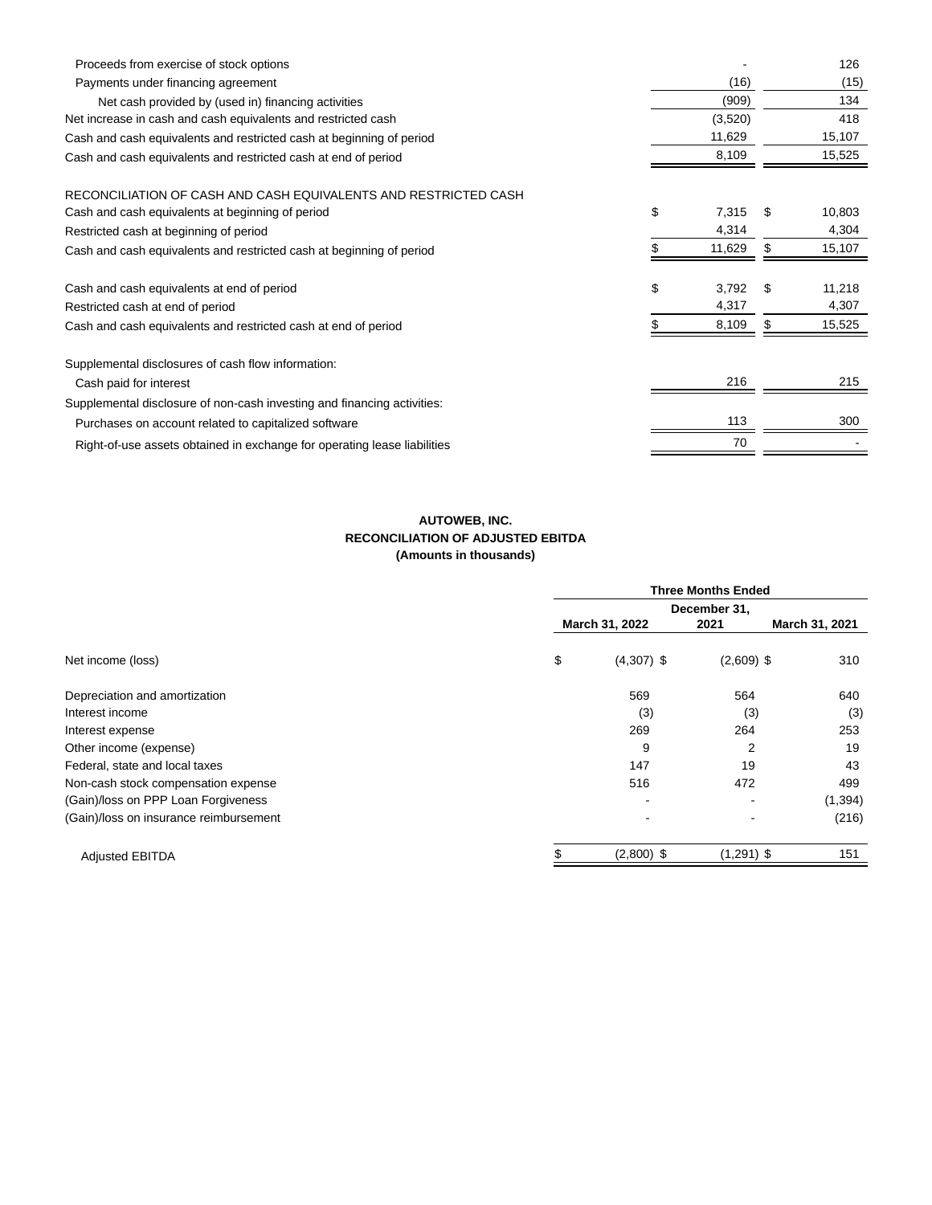| | | |
|---|---|---|
| Proceeds from exercise of stock options | - | 126 |
| Payments under financing agreement | (16) | (15) |
| Net cash provided by (used in) financing activities | (909) | 134 |
| Net increase in cash and cash equivalents and restricted cash | (3,520) | 418 |
| Cash and cash equivalents and restricted cash at beginning of period | 11,629 | 15,107 |
| Cash and cash equivalents and restricted cash at end of period | 8,109 | 15,525 |
| | | |
| RECONCILIATION OF CASH AND CASH EQUIVALENTS AND RESTRICTED CASH | | |
| Cash and cash equivalents at beginning of period | $ 7,315 | $ 10,803 |
| Restricted cash at beginning of period | 4,314 | 4,304 |
| Cash and cash equivalents and restricted cash at beginning of period | $ 11,629 | $ 15,107 |
| | | |
| Cash and cash equivalents at end of period | $ 3,792 | $ 11,218 |
| Restricted cash at end of period | 4,317 | 4,307 |
| Cash and cash equivalents and restricted cash at end of period | $ 8,109 | $ 15,525 |
| | | |
| Supplemental disclosures of cash flow information: | | |
| Cash paid for interest | 216 | 215 |
| Supplemental disclosure of non-cash investing and financing activities: | | |
| Purchases on account related to capitalized software | 113 | 300 |
| Right-of-use assets obtained in exchange for operating lease liabilities | 70 | - |

**AUTOWEB, INC.**
**RECONCILIATION OF ADJUSTED EBITDA**
**(Amounts in thousands)**

| | Three Months Ended | | |
|---|---|---|---|
| | March 31, 2022 | December 31, 2021 | March 31, 2021 |
| Net income (loss) | $ (4,307) | $ (2,609) | $ 310 |
| Depreciation and amortization | 569 | 564 | 640 |
| Interest income | (3) | (3) | (3) |
| Interest expense | 269 | 264 | 253 |
| Other income (expense) | 9 | 2 | 19 |
| Federal, state and local taxes | 147 | 19 | 43 |
| Non-cash stock compensation expense | 516 | 472 | 499 |
| (Gain)/loss on PPP Loan Forgiveness | - | - | (1,394) |
| (Gain)/loss on insurance reimbursement | - | - | (216) |
| Adjusted EBITDA | $ (2,800) | $ (1,291) | $ 151 |